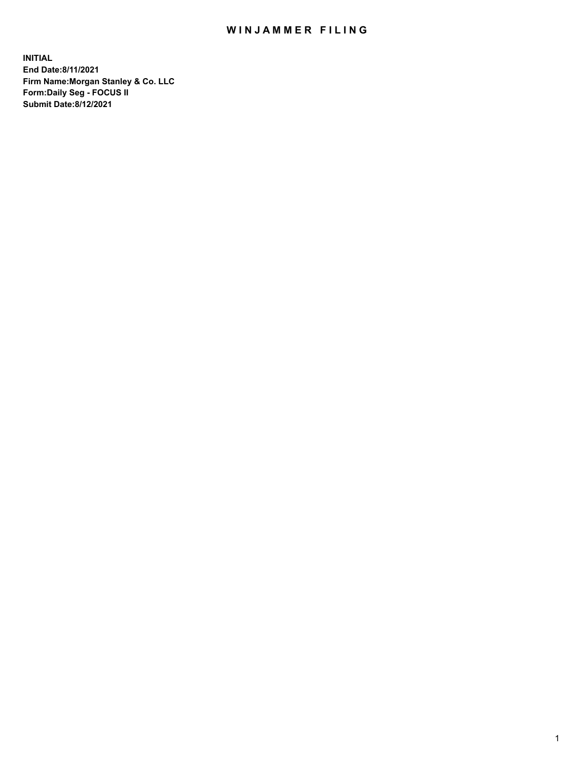# WINJAMMER FILING

**INITIAL**
**End Date:8/11/2021**
**Firm Name:Morgan Stanley & Co. LLC**
**Form:Daily Seg - FOCUS II**
**Submit Date:8/12/2021**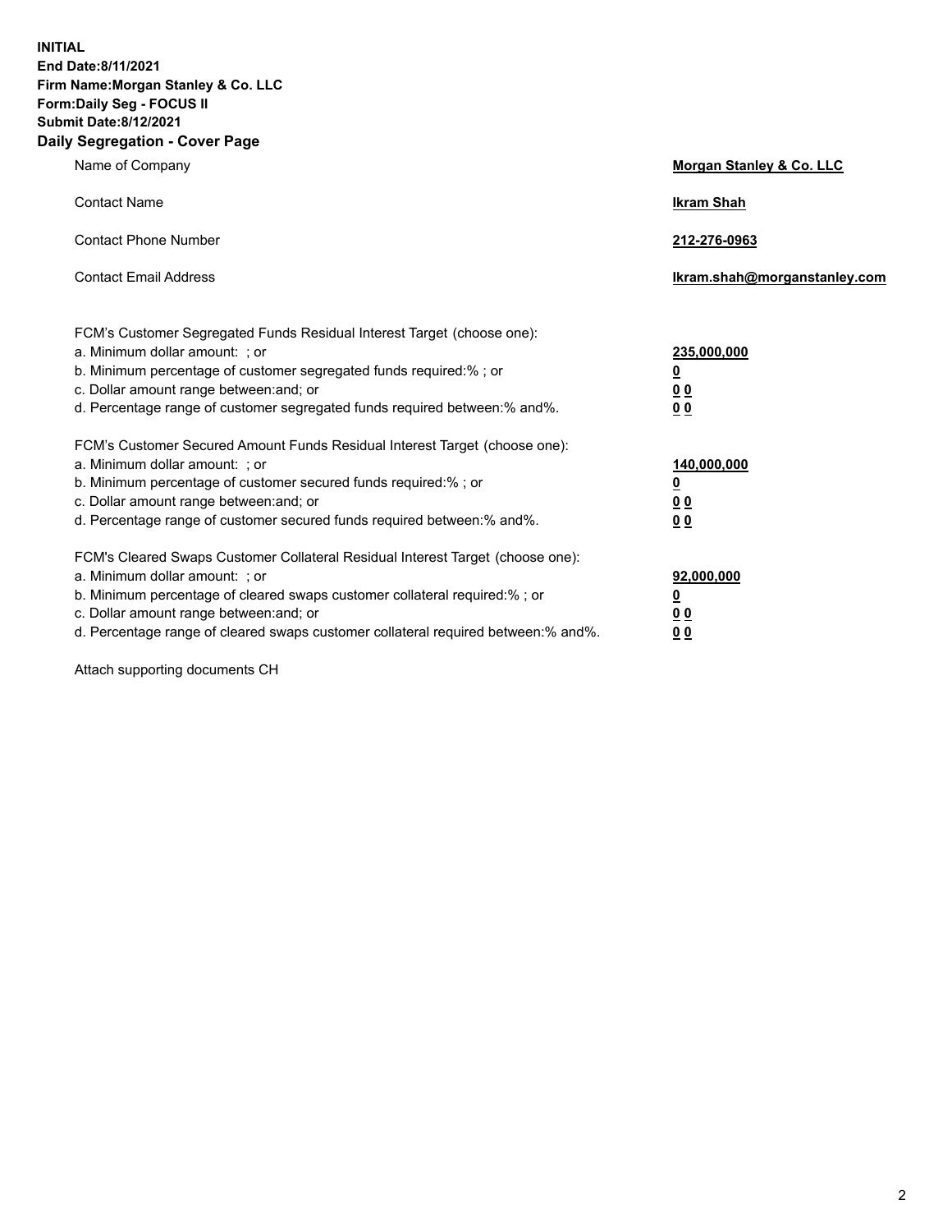**INITIAL**
**End Date:8/11/2021**
**Firm Name:Morgan Stanley & Co. LLC**
**Form:Daily Seg - FOCUS II**
**Submit Date:8/12/2021**
**Daily Segregation - Cover Page**

| | |
|---|---|
| Name of Company | **Morgan Stanley & Co. LLC** |
| Contact Name | **Ikram Shah** |
| Contact Phone Number | **212-276-0963** |
| Contact Email Address | **Ikram.shah@morganstanley.com** |

FCM's Customer Segregated Funds Residual Interest Target (choose one):

| | |
|---|---|
| a. Minimum dollar amount: ; or | **235,000,000** |
| b. Minimum percentage of customer segregated funds required:% ; or | **0** |
| c. Dollar amount range between:and; or | **0 0** |
| d. Percentage range of customer segregated funds required between:% and%. | **0 0** |

FCM's Customer Secured Amount Funds Residual Interest Target (choose one):

| | |
|---|---|
| a. Minimum dollar amount: ; or | **140,000,000** |
| b. Minimum percentage of customer secured funds required:% ; or | **0** |
| c. Dollar amount range between:and; or | **0 0** |
| d. Percentage range of customer secured funds required between:% and%. | **0 0** |

FCM's Cleared Swaps Customer Collateral Residual Interest Target (choose one):

| | |
|---|---|
| a. Minimum dollar amount: ; or | **92,000,000** |
| b. Minimum percentage of cleared swaps customer collateral required:% ; or | **0** |
| c. Dollar amount range between:and; or | **0 0** |
| d. Percentage range of cleared swaps customer collateral required between:% and%. | **0 0** |

Attach supporting documents CH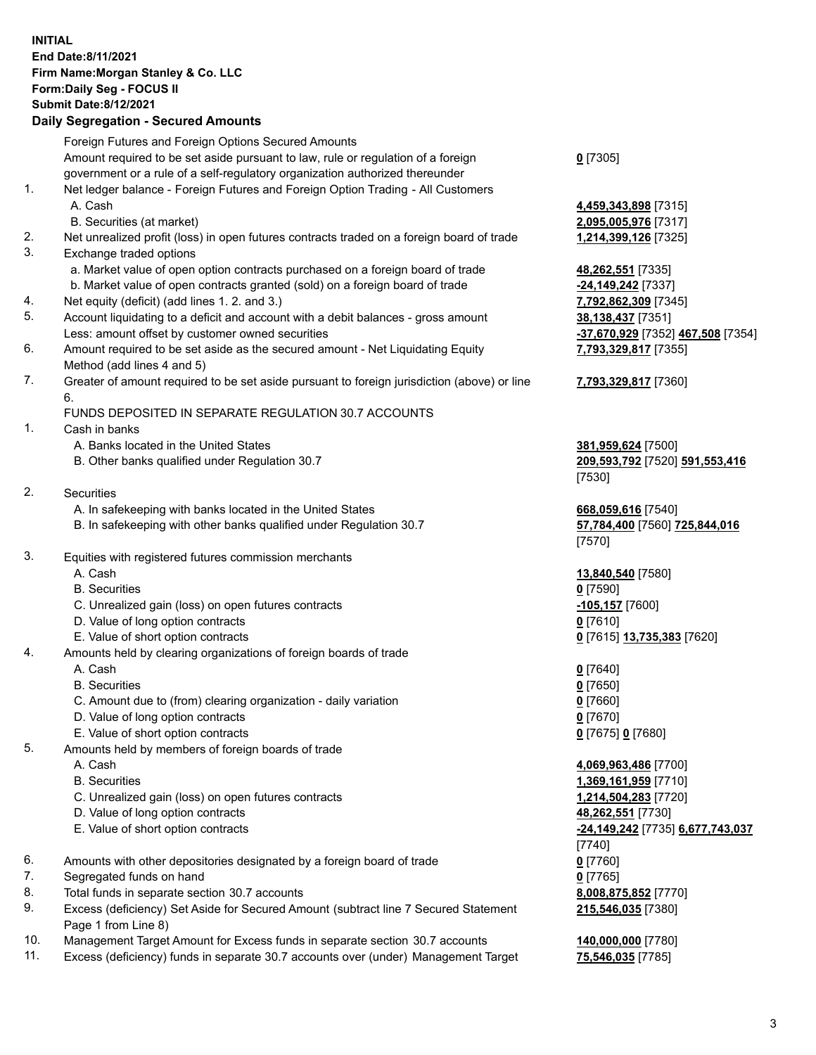**INITIAL**
**End Date:8/11/2021**
**Firm Name:Morgan Stanley & Co. LLC**
**Form:Daily Seg - FOCUS II**
**Submit Date:8/12/2021**

### Daily Segregation - Secured Amounts

| | | |
|---|---|---|
| | Foreign Futures and Foreign Options Secured Amounts | |
| | Amount required to be set aside pursuant to law, rule or regulation of a foreign government or a rule of a self-regulatory organization authorized thereunder | **0** [7305] |
| 1. | Net ledger balance - Foreign Futures and Foreign Option Trading - All Customers | |
| | A. Cash | **4,459,343,898** [7315] |
| | B. Securities (at market) | **2,095,005,976** [7317] |
| 2. | Net unrealized profit (loss) in open futures contracts traded on a foreign board of trade | **1,214,399,126** [7325] |
| 3. | Exchange traded options | |
| | a. Market value of open option contracts purchased on a foreign board of trade | **48,262,551** [7335] |
| | b. Market value of open contracts granted (sold) on a foreign board of trade | **-24,149,242** [7337] |
| 4. | Net equity (deficit) (add lines 1. 2. and 3.) | **7,792,862,309** [7345] |
| 5. | Account liquidating to a deficit and account with a debit balances - gross amount | **38,138,437** [7351] |
| | Less: amount offset by customer owned securities | **-37,670,929** [7352] **467,508** [7354] |
| 6. | Amount required to be set aside as the secured amount - Net Liquidating Equity Method (add lines 4 and 5) | **7,793,329,817** [7355] |
| 7. | Greater of amount required to be set aside pursuant to foreign jurisdiction (above) or line 6. | **7,793,329,817** [7360] |
| | FUNDS DEPOSITED IN SEPARATE REGULATION 30.7 ACCOUNTS | |
| 1. | Cash in banks | |
| | A. Banks located in the United States | **381,959,624** [7500] |
| | B. Other banks qualified under Regulation 30.7 | **209,593,792** [7520] **591,553,416** [7530] |
| 2. | Securities | |
| | A. In safekeeping with banks located in the United States | **668,059,616** [7540] |
| | B. In safekeeping with other banks qualified under Regulation 30.7 | **57,784,400** [7560] **725,844,016** [7570] |
| 3. | Equities with registered futures commission merchants | |
| | A. Cash | **13,840,540** [7580] |
| | B. Securities | **0** [7590] |
| | C. Unrealized gain (loss) on open futures contracts | **-105,157** [7600] |
| | D. Value of long option contracts | **0** [7610] |
| | E. Value of short option contracts | **0** [7615] **13,735,383** [7620] |
| 4. | Amounts held by clearing organizations of foreign boards of trade | |
| | A. Cash | **0** [7640] |
| | B. Securities | **0** [7650] |
| | C. Amount due to (from) clearing organization - daily variation | **0** [7660] |
| | D. Value of long option contracts | **0** [7670] |
| | E. Value of short option contracts | **0** [7675] **0** [7680] |
| 5. | Amounts held by members of foreign boards of trade | |
| | A. Cash | **4,069,963,486** [7700] |
| | B. Securities | **1,369,161,959** [7710] |
| | C. Unrealized gain (loss) on open futures contracts | **1,214,504,283** [7720] |
| | D. Value of long option contracts | **48,262,551** [7730] |
| | E. Value of short option contracts | **-24,149,242** [7735] **6,677,743,037** [7740] |
| 6. | Amounts with other depositories designated by a foreign board of trade | **0** [7760] |
| 7. | Segregated funds on hand | **0** [7765] |
| 8. | Total funds in separate section 30.7 accounts | **8,008,875,852** [7770] |
| 9. | Excess (deficiency) Set Aside for Secured Amount (subtract line 7 Secured Statement Page 1 from Line 8) | **215,546,035** [7380] |
| 10. | Management Target Amount for Excess funds in separate section 30.7 accounts | **140,000,000** [7780] |
| 11. | Excess (deficiency) funds in separate 30.7 accounts over (under) Management Target | **75,546,035** [7785] |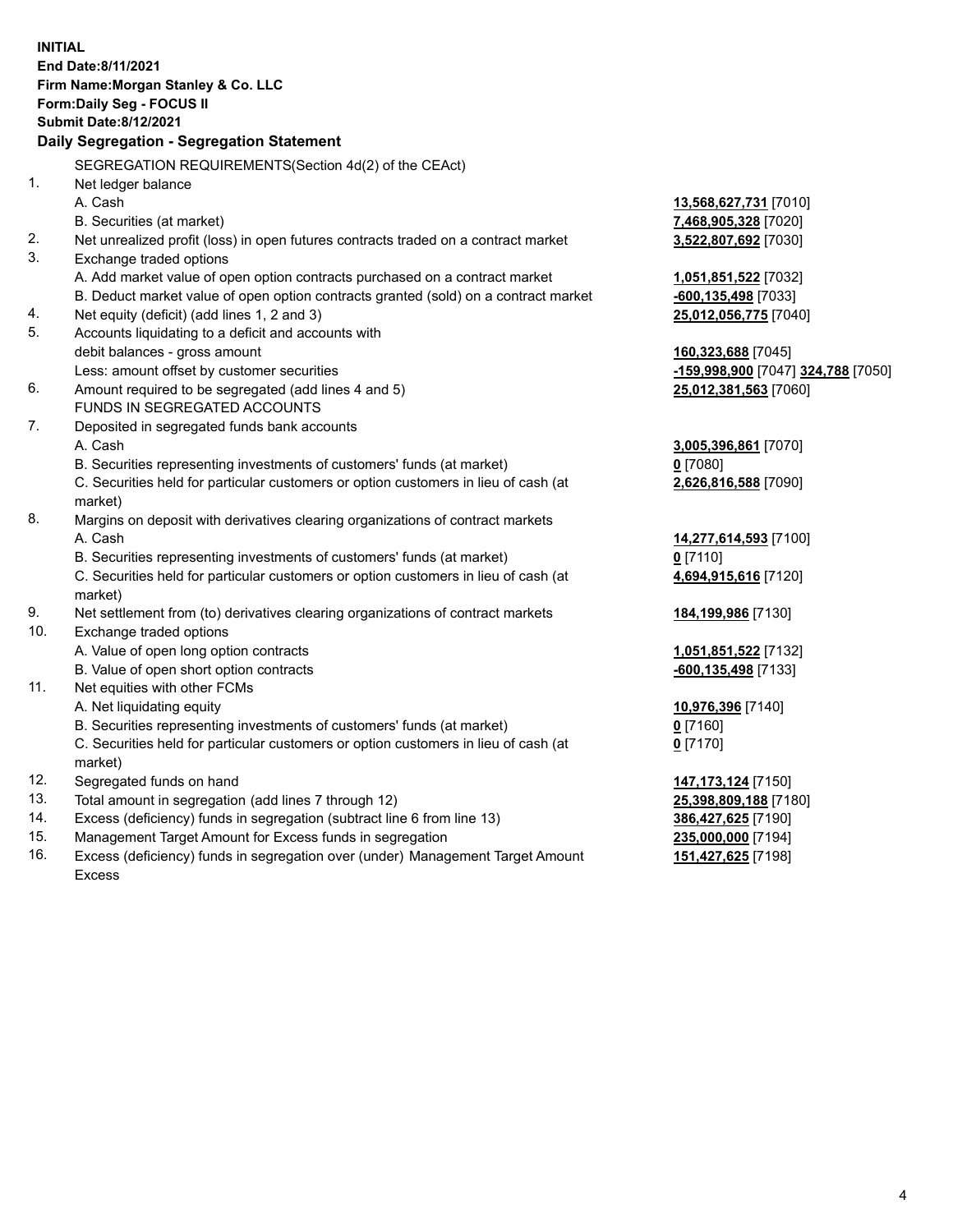**INITIAL**
**End Date:8/11/2021**
**Firm Name:Morgan Stanley & Co. LLC**
**Form:Daily Seg - FOCUS II**
**Submit Date:8/12/2021**

**Daily Segregation - Segregation Statement**

SEGREGATION REQUIREMENTS(Section 4d(2) of the CEAct)

| | | |
|---|---|---|
| 1. | Net ledger balance | |
| | A. Cash | **13,568,627,731** [7010] |
| | B. Securities (at market) | **7,468,905,328** [7020] |
| 2. | Net unrealized profit (loss) in open futures contracts traded on a contract market | **3,522,807,692** [7030] |
| 3. | Exchange traded options | |
| | A. Add market value of open option contracts purchased on a contract market | **1,051,851,522** [7032] |
| | B. Deduct market value of open option contracts granted (sold) on a contract market | **-600,135,498** [7033] |
| 4. | Net equity (deficit) (add lines 1, 2 and 3) | **25,012,056,775** [7040] |
| 5. | Accounts liquidating to a deficit and accounts with debit balances - gross amount | **160,323,688** [7045] |
| | Less: amount offset by customer securities | **-159,998,900** [7047] **324,788** [7050] |
| 6. | Amount required to be segregated (add lines 4 and 5) | **25,012,381,563** [7060] |
| | FUNDS IN SEGREGATED ACCOUNTS | |
| 7. | Deposited in segregated funds bank accounts | |
| | A. Cash | **3,005,396,861** [7070] |
| | B. Securities representing investments of customers' funds (at market) | **0** [7080] |
| | C. Securities held for particular customers or option customers in lieu of cash (at market) | **2,626,816,588** [7090] |
| 8. | Margins on deposit with derivatives clearing organizations of contract markets | |
| | A. Cash | **14,277,614,593** [7100] |
| | B. Securities representing investments of customers' funds (at market) | **0** [7110] |
| | C. Securities held for particular customers or option customers in lieu of cash (at market) | **4,694,915,616** [7120] |
| 9. | Net settlement from (to) derivatives clearing organizations of contract markets | **184,199,986** [7130] |
| 10. | Exchange traded options | |
| | A. Value of open long option contracts | **1,051,851,522** [7132] |
| | B. Value of open short option contracts | **-600,135,498** [7133] |
| 11. | Net equities with other FCMs | |
| | A. Net liquidating equity | **10,976,396** [7140] |
| | B. Securities representing investments of customers' funds (at market) | **0** [7160] |
| | C. Securities held for particular customers or option customers in lieu of cash (at market) | **0** [7170] |
| 12. | Segregated funds on hand | **147,173,124** [7150] |
| 13. | Total amount in segregation (add lines 7 through 12) | **25,398,809,188** [7180] |
| 14. | Excess (deficiency) funds in segregation (subtract line 6 from line 13) | **386,427,625** [7190] |
| 15. | Management Target Amount for Excess funds in segregation | **235,000,000** [7194] |
| 16. | Excess (deficiency) funds in segregation over (under) Management Target Amount Excess | **151,427,625** [7198] |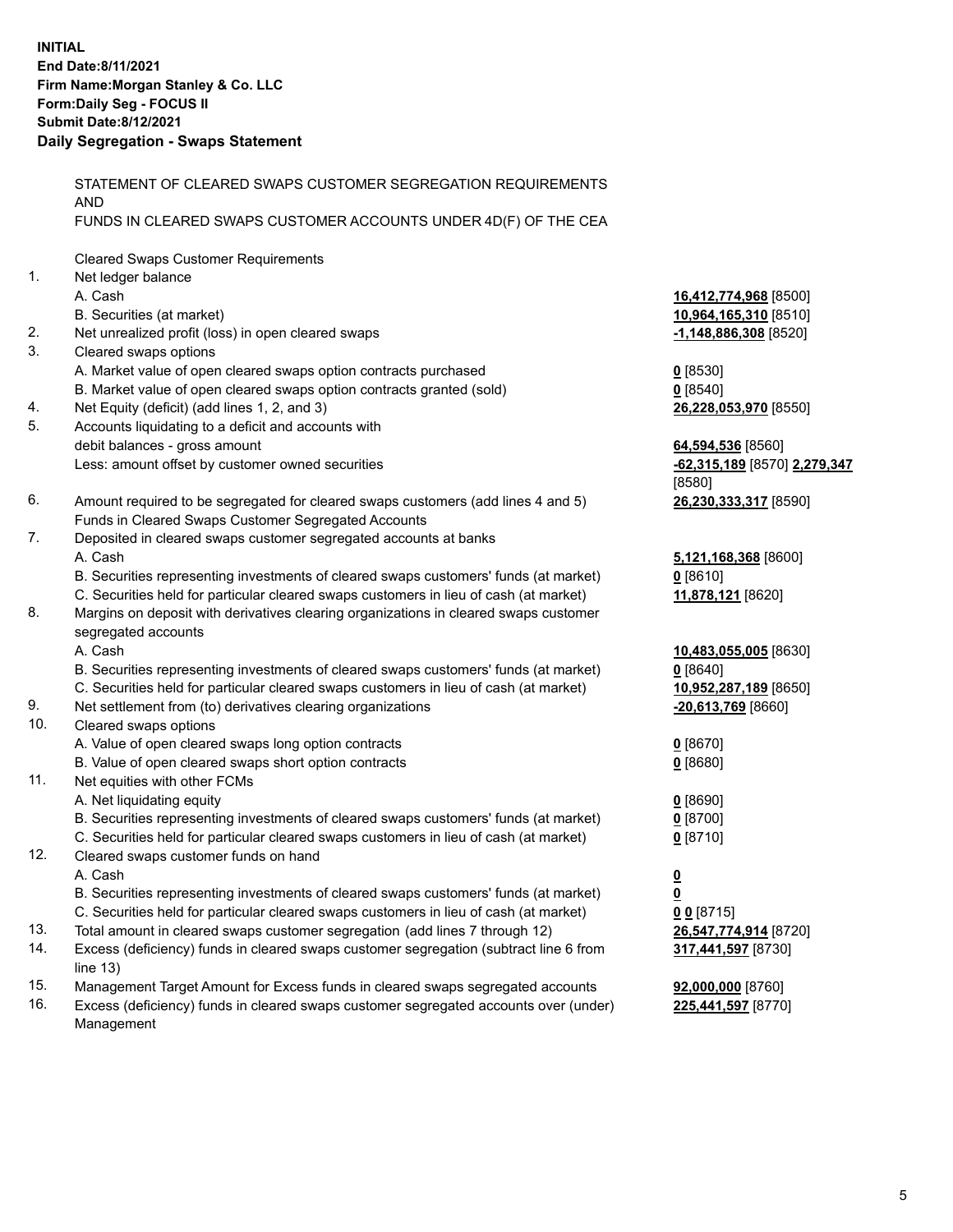**INITIAL**
**End Date:8/11/2021**
**Firm Name:Morgan Stanley & Co. LLC**
**Form:Daily Seg - FOCUS II**
**Submit Date:8/12/2021**
**Daily Segregation - Swaps Statement**

STATEMENT OF CLEARED SWAPS CUSTOMER SEGREGATION REQUIREMENTS AND
FUNDS IN CLEARED SWAPS CUSTOMER ACCOUNTS UNDER 4D(F) OF THE CEA

| | | |
|---|---|---|
| | Cleared Swaps Customer Requirements | |
| 1. | Net ledger balance | |
| | A. Cash | **16,412,774,968** [8500] |
| | B. Securities (at market) | **10,964,165,310** [8510] |
| 2. | Net unrealized profit (loss) in open cleared swaps | **-1,148,886,308** [8520] |
| 3. | Cleared swaps options | |
| | A. Market value of open cleared swaps option contracts purchased | **0** [8530] |
| | B. Market value of open cleared swaps option contracts granted (sold) | **0** [8540] |
| 4. | Net Equity (deficit) (add lines 1, 2, and 3) | **26,228,053,970** [8550] |
| 5. | Accounts liquidating to a deficit and accounts with | |
| | debit balances - gross amount | **64,594,536** [8560] |
| | Less: amount offset by customer owned securities | **-62,315,189** [8570] **2,279,347** [8580] |
| 6. | Amount required to be segregated for cleared swaps customers (add lines 4 and 5) | **26,230,333,317** [8590] |
| | Funds in Cleared Swaps Customer Segregated Accounts | |
| 7. | Deposited in cleared swaps customer segregated accounts at banks | |
| | A. Cash | **5,121,168,368** [8600] |
| | B. Securities representing investments of cleared swaps customers' funds (at market) | **0** [8610] |
| | C. Securities held for particular cleared swaps customers in lieu of cash (at market) | **11,878,121** [8620] |
| 8. | Margins on deposit with derivatives clearing organizations in cleared swaps customer segregated accounts | |
| | A. Cash | **10,483,055,005** [8630] |
| | B. Securities representing investments of cleared swaps customers' funds (at market) | **0** [8640] |
| | C. Securities held for particular cleared swaps customers in lieu of cash (at market) | **10,952,287,189** [8650] |
| 9. | Net settlement from (to) derivatives clearing organizations | **-20,613,769** [8660] |
| 10. | Cleared swaps options | |
| | A. Value of open cleared swaps long option contracts | **0** [8670] |
| | B. Value of open cleared swaps short option contracts | **0** [8680] |
| 11. | Net equities with other FCMs | |
| | A. Net liquidating equity | **0** [8690] |
| | B. Securities representing investments of cleared swaps customers' funds (at market) | **0** [8700] |
| | C. Securities held for particular cleared swaps customers in lieu of cash (at market) | **0** [8710] |
| 12. | Cleared swaps customer funds on hand | |
| | A. Cash | **0** |
| | B. Securities representing investments of cleared swaps customers' funds (at market) | **0** |
| | C. Securities held for particular cleared swaps customers in lieu of cash (at market) | **0** **0** [8715] |
| 13. | Total amount in cleared swaps customer segregation (add lines 7 through 12) | **26,547,774,914** [8720] |
| 14. | Excess (deficiency) funds in cleared swaps customer segregation (subtract line 6 from line 13) | **317,441,597** [8730] |
| 15. | Management Target Amount for Excess funds in cleared swaps segregated accounts | **92,000,000** [8760] |
| 16. | Excess (deficiency) funds in cleared swaps customer segregated accounts over (under) Management | **225,441,597** [8770] |